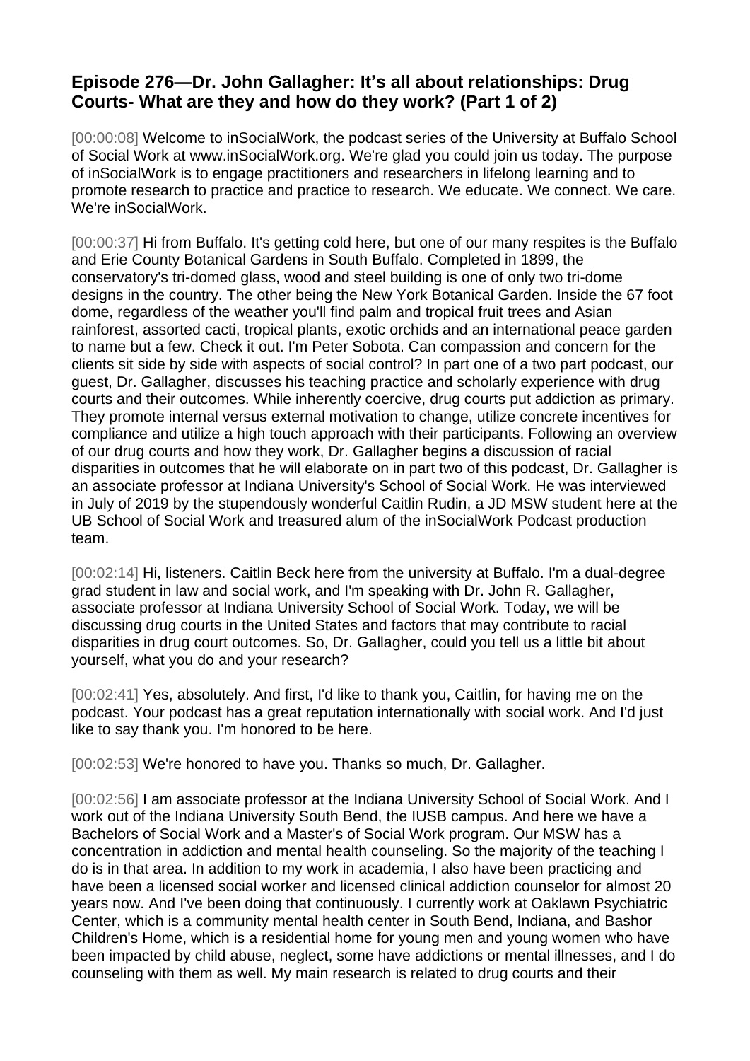## Episode 276—Dr. John Gallagher: It's all about relationships: Drug Courts- What are they and how do they work? (Part 1 of 2)

[00:00:08] Welcome to inSocialWork, the podcast series of the University at Buffalo School of Social Work at www.inSocialWork.org. We're glad you could join us today. The purpose of inSocialWork is to engage practitioners and researchers in lifelong learning and to promote research to practice and practice to research. We educate. We connect. We care. We're inSocialWork.

[00:00:37] Hi from Buffalo. It's getting cold here, but one of our many respites is the Buffalo and Erie County Botanical Gardens in South Buffalo. Completed in 1899, the conservatory's tri-domed glass, wood and steel building is one of only two tri-dome designs in the country. The other being the New York Botanical Garden. Inside the 67 foot dome, regardless of the weather you'll find palm and tropical fruit trees and Asian rainforest, assorted cacti, tropical plants, exotic orchids and an international peace garden to name but a few. Check it out. I'm Peter Sobota. Can compassion and concern for the clients sit side by side with aspects of social control? In part one of a two part podcast, our guest, Dr. Gallagher, discusses his teaching practice and scholarly experience with drug courts and their outcomes. While inherently coercive, drug courts put addiction as primary. They promote internal versus external motivation to change, utilize concrete incentives for compliance and utilize a high touch approach with their participants. Following an overview of our drug courts and how they work, Dr. Gallagher begins a discussion of racial disparities in outcomes that he will elaborate on in part two of this podcast, Dr. Gallagher is an associate professor at Indiana University's School of Social Work. He was interviewed in July of 2019 by the stupendously wonderful Caitlin Rudin, a JD MSW student here at the UB School of Social Work and treasured alum of the inSocialWork Podcast production team.

[00:02:14] Hi, listeners. Caitlin Beck here from the university at Buffalo. I'm a dual-degree grad student in law and social work, and I'm speaking with Dr. John R. Gallagher, associate professor at Indiana University School of Social Work. Today, we will be discussing drug courts in the United States and factors that may contribute to racial disparities in drug court outcomes. So, Dr. Gallagher, could you tell us a little bit about yourself, what you do and your research?

[00:02:41] Yes, absolutely. And first, I'd like to thank you, Caitlin, for having me on the podcast. Your podcast has a great reputation internationally with social work. And I'd just like to say thank you. I'm honored to be here.

[00:02:53] We're honored to have you. Thanks so much, Dr. Gallagher.

[00:02:56] I am associate professor at the Indiana University School of Social Work. And I work out of the Indiana University South Bend, the IUSB campus. And here we have a Bachelors of Social Work and a Master's of Social Work program. Our MSW has a concentration in addiction and mental health counseling. So the majority of the teaching I do is in that area. In addition to my work in academia, I also have been practicing and have been a licensed social worker and licensed clinical addiction counselor for almost 20 years now. And I've been doing that continuously. I currently work at Oaklawn Psychiatric Center, which is a community mental health center in South Bend, Indiana, and Bashor Children's Home, which is a residential home for young men and young women who have been impacted by child abuse, neglect, some have addictions or mental illnesses, and I do counseling with them as well. My main research is related to drug courts and their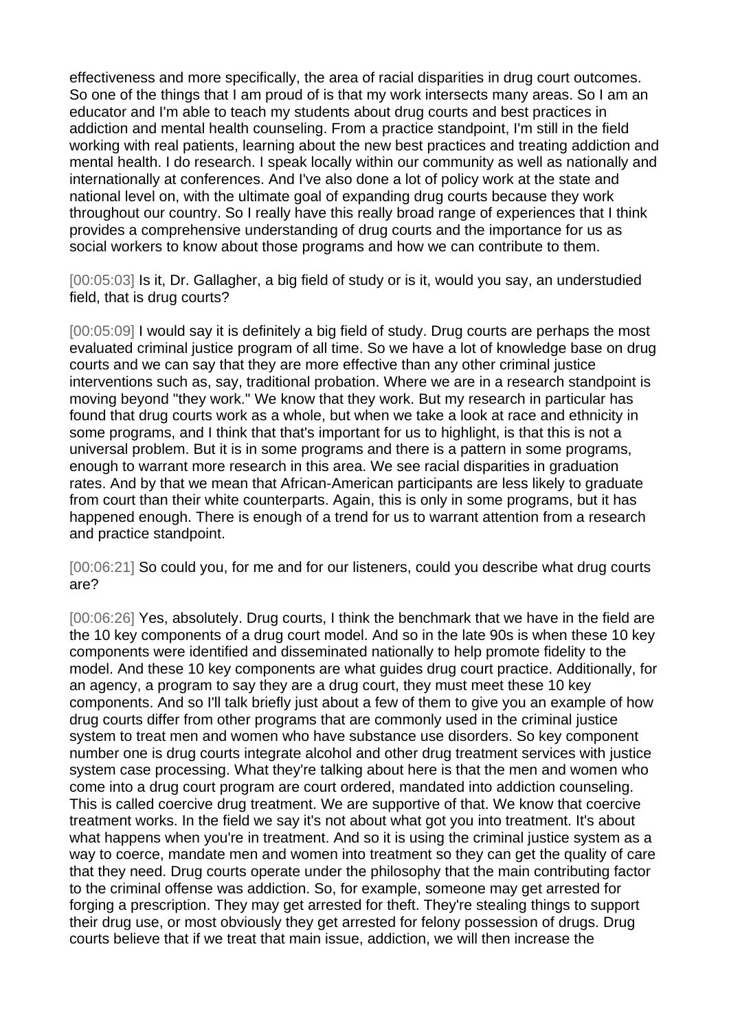effectiveness and more specifically, the area of racial disparities in drug court outcomes. So one of the things that I am proud of is that my work intersects many areas. So I am an educator and I'm able to teach my students about drug courts and best practices in addiction and mental health counseling. From a practice standpoint, I'm still in the field working with real patients, learning about the new best practices and treating addiction and mental health. I do research. I speak locally within our community as well as nationally and internationally at conferences. And I've also done a lot of policy work at the state and national level on, with the ultimate goal of expanding drug courts because they work throughout our country. So I really have this really broad range of experiences that I think provides a comprehensive understanding of drug courts and the importance for us as social workers to know about those programs and how we can contribute to them.

[00:05:03] Is it, Dr. Gallagher, a big field of study or is it, would you say, an understudied field, that is drug courts?

[00:05:09] I would say it is definitely a big field of study. Drug courts are perhaps the most evaluated criminal justice program of all time. So we have a lot of knowledge base on drug courts and we can say that they are more effective than any other criminal justice interventions such as, say, traditional probation. Where we are in a research standpoint is moving beyond "they work." We know that they work. But my research in particular has found that drug courts work as a whole, but when we take a look at race and ethnicity in some programs, and I think that that's important for us to highlight, is that this is not a universal problem. But it is in some programs and there is a pattern in some programs, enough to warrant more research in this area. We see racial disparities in graduation rates. And by that we mean that African-American participants are less likely to graduate from court than their white counterparts. Again, this is only in some programs, but it has happened enough. There is enough of a trend for us to warrant attention from a research and practice standpoint.

[00:06:21] So could you, for me and for our listeners, could you describe what drug courts are?

[00:06:26] Yes, absolutely. Drug courts, I think the benchmark that we have in the field are the 10 key components of a drug court model. And so in the late 90s is when these 10 key components were identified and disseminated nationally to help promote fidelity to the model. And these 10 key components are what guides drug court practice. Additionally, for an agency, a program to say they are a drug court, they must meet these 10 key components. And so I'll talk briefly just about a few of them to give you an example of how drug courts differ from other programs that are commonly used in the criminal justice system to treat men and women who have substance use disorders. So key component number one is drug courts integrate alcohol and other drug treatment services with justice system case processing. What they're talking about here is that the men and women who come into a drug court program are court ordered, mandated into addiction counseling. This is called coercive drug treatment. We are supportive of that. We know that coercive treatment works. In the field we say it's not about what got you into treatment. It's about what happens when you're in treatment. And so it is using the criminal justice system as a way to coerce, mandate men and women into treatment so they can get the quality of care that they need. Drug courts operate under the philosophy that the main contributing factor to the criminal offense was addiction. So, for example, someone may get arrested for forging a prescription. They may get arrested for theft. They're stealing things to support their drug use, or most obviously they get arrested for felony possession of drugs. Drug courts believe that if we treat that main issue, addiction, we will then increase the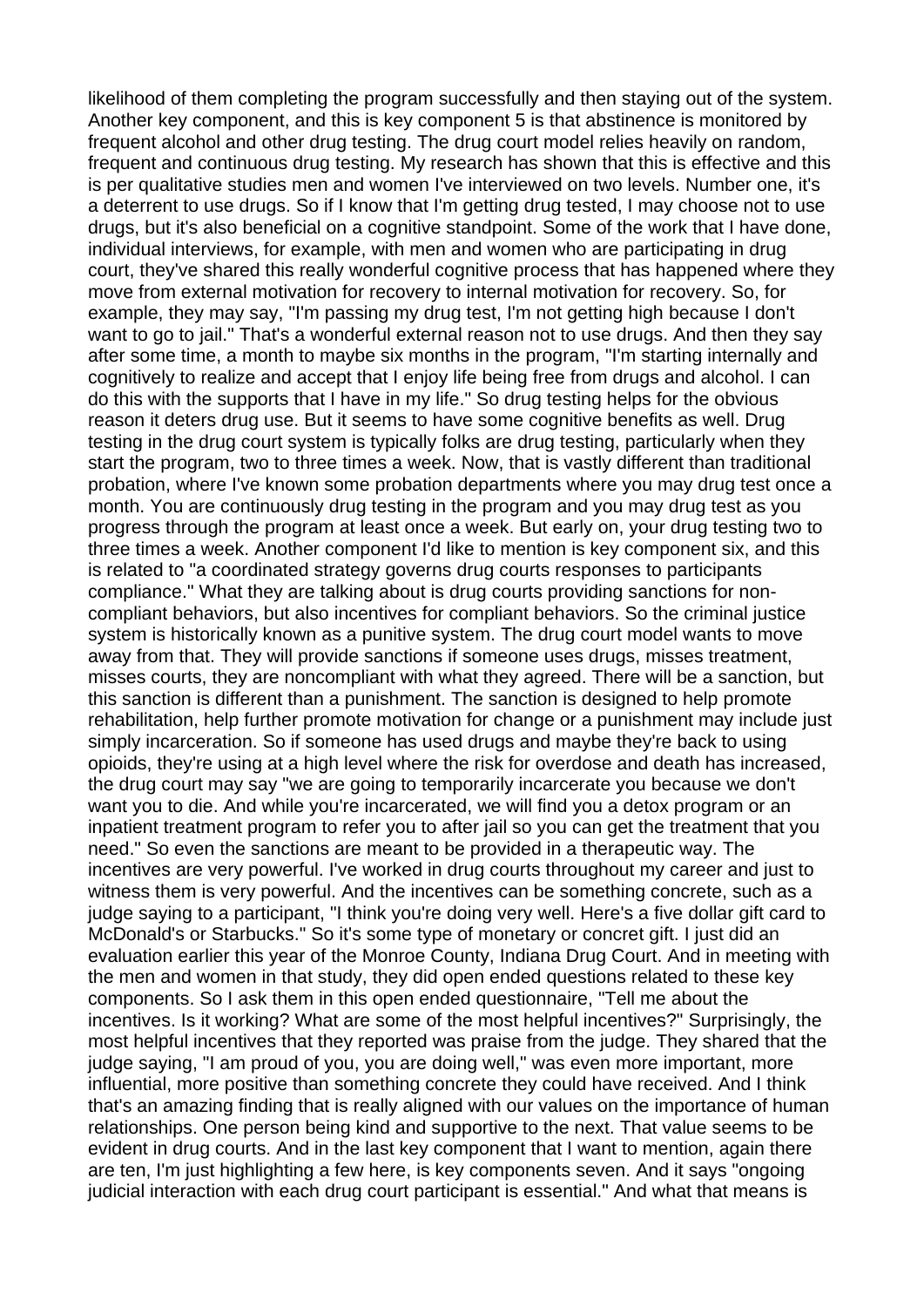likelihood of them completing the program successfully and then staying out of the system. Another key component, and this is key component 5 is that abstinence is monitored by frequent alcohol and other drug testing. The drug court model relies heavily on random, frequent and continuous drug testing. My research has shown that this is effective and this is per qualitative studies men and women I've interviewed on two levels. Number one, it's a deterrent to use drugs. So if I know that I'm getting drug tested, I may choose not to use drugs, but it's also beneficial on a cognitive standpoint. Some of the work that I have done, individual interviews, for example, with men and women who are participating in drug court, they've shared this really wonderful cognitive process that has happened where they move from external motivation for recovery to internal motivation for recovery. So, for example, they may say, "I'm passing my drug test, I'm not getting high because I don't want to go to jail." That's a wonderful external reason not to use drugs. And then they say after some time, a month to maybe six months in the program, "I'm starting internally and cognitively to realize and accept that I enjoy life being free from drugs and alcohol. I can do this with the supports that I have in my life." So drug testing helps for the obvious reason it deters drug use. But it seems to have some cognitive benefits as well. Drug testing in the drug court system is typically folks are drug testing, particularly when they start the program, two to three times a week. Now, that is vastly different than traditional probation, where I've known some probation departments where you may drug test once a month. You are continuously drug testing in the program and you may drug test as you progress through the program at least once a week. But early on, your drug testing two to three times a week. Another component I'd like to mention is key component six, and this is related to "a coordinated strategy governs drug courts responses to participants compliance." What they are talking about is drug courts providing sanctions for non-compliant behaviors, but also incentives for compliant behaviors. So the criminal justice system is historically known as a punitive system. The drug court model wants to move away from that. They will provide sanctions if someone uses drugs, misses treatment, misses courts, they are noncompliant with what they agreed. There will be a sanction, but this sanction is different than a punishment. The sanction is designed to help promote rehabilitation, help further promote motivation for change or a punishment may include just simply incarceration. So if someone has used drugs and maybe they're back to using opioids, they're using at a high level where the risk for overdose and death has increased, the drug court may say "we are going to temporarily incarcerate you because we don't want you to die. And while you're incarcerated, we will find you a detox program or an inpatient treatment program to refer you to after jail so you can get the treatment that you need." So even the sanctions are meant to be provided in a therapeutic way. The incentives are very powerful. I've worked in drug courts throughout my career and just to witness them is very powerful. And the incentives can be something concrete, such as a judge saying to a participant, "I think you're doing very well. Here's a five dollar gift card to McDonald's or Starbucks." So it's some type of monetary or concret gift. I just did an evaluation earlier this year of the Monroe County, Indiana Drug Court. And in meeting with the men and women in that study, they did open ended questions related to these key components. So I ask them in this open ended questionnaire, "Tell me about the incentives. Is it working? What are some of the most helpful incentives?" Surprisingly, the most helpful incentives that they reported was praise from the judge. They shared that the judge saying, "I am proud of you, you are doing well," was even more important, more influential, more positive than something concrete they could have received. And I think that's an amazing finding that is really aligned with our values on the importance of human relationships. One person being kind and supportive to the next. That value seems to be evident in drug courts. And in the last key component that I want to mention, again there are ten, I'm just highlighting a few here, is key components seven. And it says "ongoing judicial interaction with each drug court participant is essential." And what that means is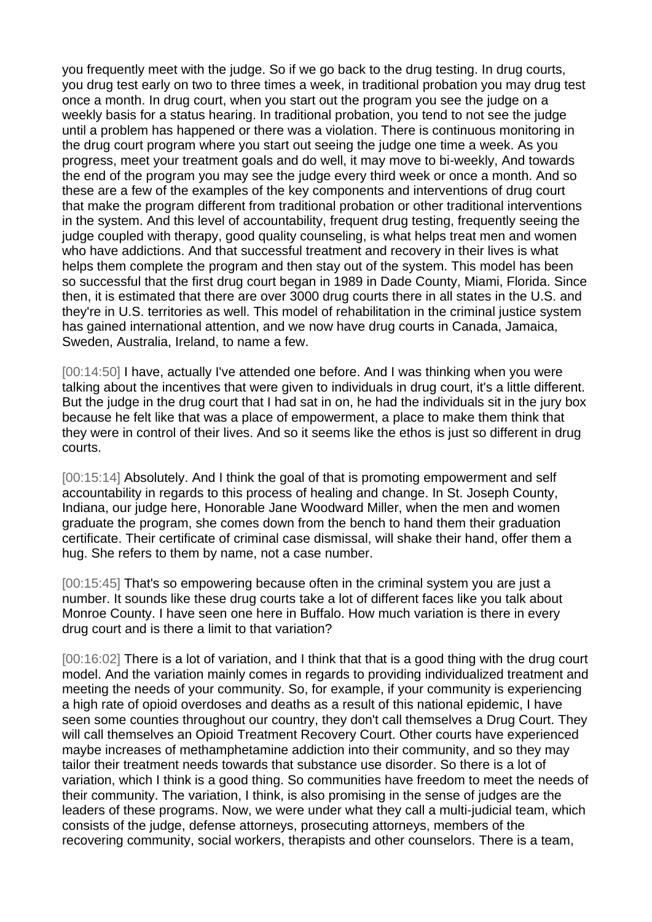you frequently meet with the judge. So if we go back to the drug testing. In drug courts, you drug test early on two to three times a week, in traditional probation you may drug test once a month. In drug court, when you start out the program you see the judge on a weekly basis for a status hearing. In traditional probation, you tend to not see the judge until a problem has happened or there was a violation. There is continuous monitoring in the drug court program where you start out seeing the judge one time a week. As you progress, meet your treatment goals and do well, it may move to bi-weekly, And towards the end of the program you may see the judge every third week or once a month. And so these are a few of the examples of the key components and interventions of drug court that make the program different from traditional probation or other traditional interventions in the system. And this level of accountability, frequent drug testing, frequently seeing the judge coupled with therapy, good quality counseling, is what helps treat men and women who have addictions. And that successful treatment and recovery in their lives is what helps them complete the program and then stay out of the system. This model has been so successful that the first drug court began in 1989 in Dade County, Miami, Florida. Since then, it is estimated that there are over 3000 drug courts there in all states in the U.S. and they're in U.S. territories as well. This model of rehabilitation in the criminal justice system has gained international attention, and we now have drug courts in Canada, Jamaica, Sweden, Australia, Ireland, to name a few.

[00:14:50] I have, actually I've attended one before. And I was thinking when you were talking about the incentives that were given to individuals in drug court, it's a little different. But the judge in the drug court that I had sat in on, he had the individuals sit in the jury box because he felt like that was a place of empowerment, a place to make them think that they were in control of their lives. And so it seems like the ethos is just so different in drug courts.

[00:15:14] Absolutely. And I think the goal of that is promoting empowerment and self accountability in regards to this process of healing and change. In St. Joseph County, Indiana, our judge here, Honorable Jane Woodward Miller, when the men and women graduate the program, she comes down from the bench to hand them their graduation certificate. Their certificate of criminal case dismissal, will shake their hand, offer them a hug. She refers to them by name, not a case number.

[00:15:45] That's so empowering because often in the criminal system you are just a number. It sounds like these drug courts take a lot of different faces like you talk about Monroe County. I have seen one here in Buffalo. How much variation is there in every drug court and is there a limit to that variation?

[00:16:02] There is a lot of variation, and I think that that is a good thing with the drug court model. And the variation mainly comes in regards to providing individualized treatment and meeting the needs of your community. So, for example, if your community is experiencing a high rate of opioid overdoses and deaths as a result of this national epidemic, I have seen some counties throughout our country, they don't call themselves a Drug Court. They will call themselves an Opioid Treatment Recovery Court. Other courts have experienced maybe increases of methamphetamine addiction into their community, and so they may tailor their treatment needs towards that substance use disorder. So there is a lot of variation, which I think is a good thing. So communities have freedom to meet the needs of their community. The variation, I think, is also promising in the sense of judges are the leaders of these programs. Now, we were under what they call a multi-judicial team, which consists of the judge, defense attorneys, prosecuting attorneys, members of the recovering community, social workers, therapists and other counselors. There is a team,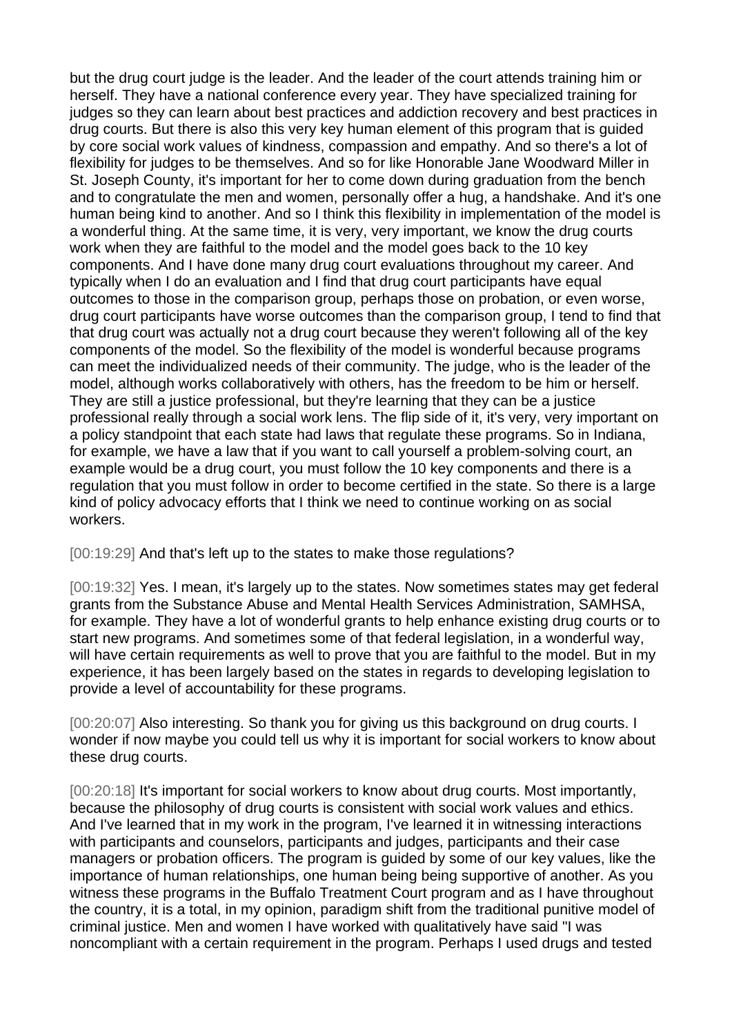but the drug court judge is the leader. And the leader of the court attends training him or herself. They have a national conference every year. They have specialized training for judges so they can learn about best practices and addiction recovery and best practices in drug courts. But there is also this very key human element of this program that is guided by core social work values of kindness, compassion and empathy. And so there's a lot of flexibility for judges to be themselves. And so for like Honorable Jane Woodward Miller in St. Joseph County, it's important for her to come down during graduation from the bench and to congratulate the men and women, personally offer a hug, a handshake. And it's one human being kind to another. And so I think this flexibility in implementation of the model is a wonderful thing. At the same time, it is very, very important, we know the drug courts work when they are faithful to the model and the model goes back to the 10 key components. And I have done many drug court evaluations throughout my career. And typically when I do an evaluation and I find that drug court participants have equal outcomes to those in the comparison group, perhaps those on probation, or even worse, drug court participants have worse outcomes than the comparison group, I tend to find that that drug court was actually not a drug court because they weren't following all of the key components of the model. So the flexibility of the model is wonderful because programs can meet the individualized needs of their community. The judge, who is the leader of the model, although works collaboratively with others, has the freedom to be him or herself. They are still a justice professional, but they're learning that they can be a justice professional really through a social work lens. The flip side of it, it's very, very important on a policy standpoint that each state had laws that regulate these programs. So in Indiana, for example, we have a law that if you want to call yourself a problem-solving court, an example would be a drug court, you must follow the 10 key components and there is a regulation that you must follow in order to become certified in the state. So there is a large kind of policy advocacy efforts that I think we need to continue working on as social workers.

[00:19:29] And that's left up to the states to make those regulations?

[00:19:32] Yes. I mean, it's largely up to the states. Now sometimes states may get federal grants from the Substance Abuse and Mental Health Services Administration, SAMHSA, for example. They have a lot of wonderful grants to help enhance existing drug courts or to start new programs. And sometimes some of that federal legislation, in a wonderful way, will have certain requirements as well to prove that you are faithful to the model. But in my experience, it has been largely based on the states in regards to developing legislation to provide a level of accountability for these programs.

[00:20:07] Also interesting. So thank you for giving us this background on drug courts. I wonder if now maybe you could tell us why it is important for social workers to know about these drug courts.

[00:20:18] It's important for social workers to know about drug courts. Most importantly, because the philosophy of drug courts is consistent with social work values and ethics. And I've learned that in my work in the program, I've learned it in witnessing interactions with participants and counselors, participants and judges, participants and their case managers or probation officers. The program is guided by some of our key values, like the importance of human relationships, one human being being supportive of another. As you witness these programs in the Buffalo Treatment Court program and as I have throughout the country, it is a total, in my opinion, paradigm shift from the traditional punitive model of criminal justice. Men and women I have worked with qualitatively have said "I was noncompliant with a certain requirement in the program. Perhaps I used drugs and tested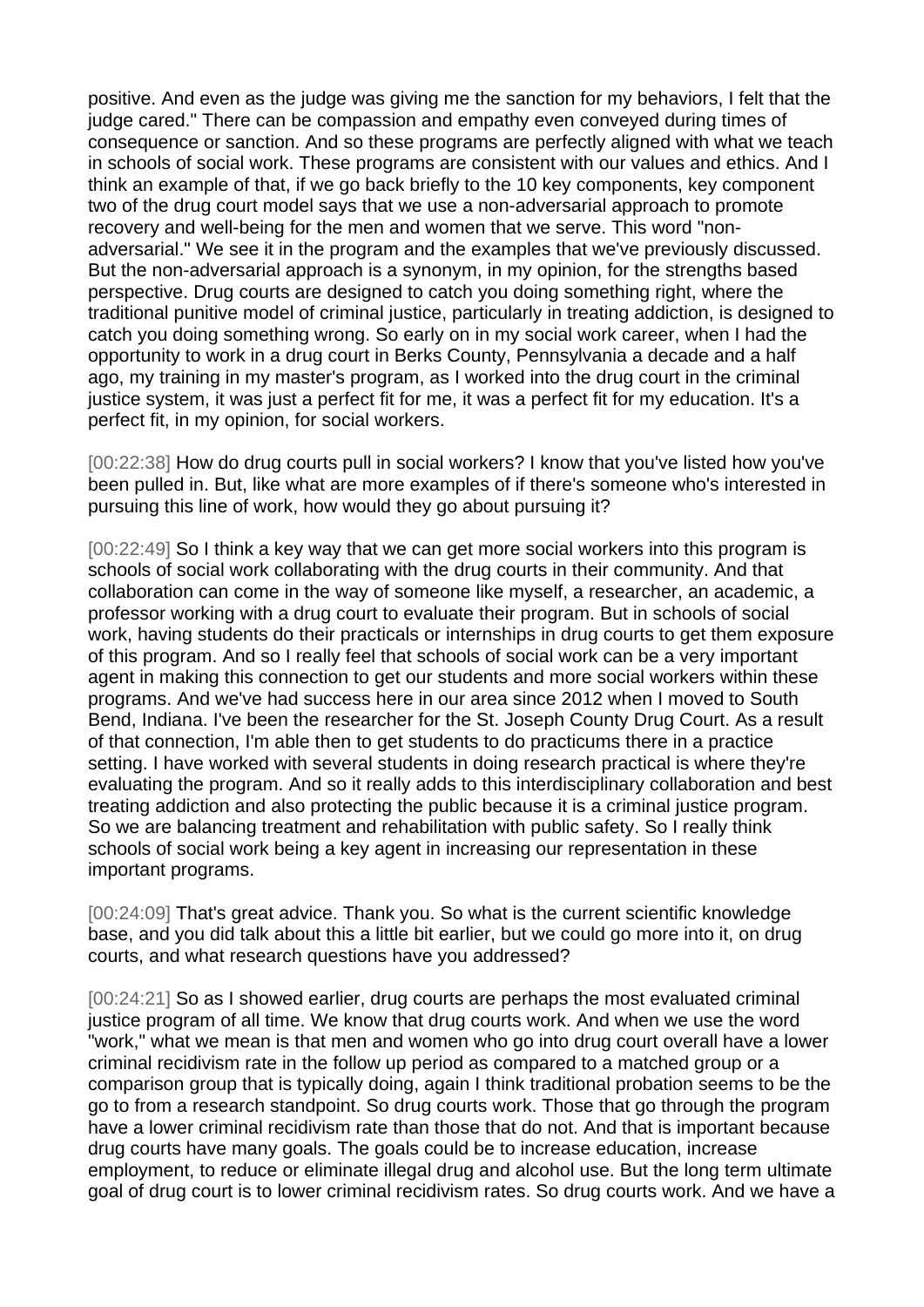positive. And even as the judge was giving me the sanction for my behaviors, I felt that the judge cared." There can be compassion and empathy even conveyed during times of consequence or sanction. And so these programs are perfectly aligned with what we teach in schools of social work. These programs are consistent with our values and ethics. And I think an example of that, if we go back briefly to the 10 key components, key component two of the drug court model says that we use a non-adversarial approach to promote recovery and well-being for the men and women that we serve. This word "non-adversarial." We see it in the program and the examples that we've previously discussed. But the non-adversarial approach is a synonym, in my opinion, for the strengths based perspective. Drug courts are designed to catch you doing something right, where the traditional punitive model of criminal justice, particularly in treating addiction, is designed to catch you doing something wrong. So early on in my social work career, when I had the opportunity to work in a drug court in Berks County, Pennsylvania a decade and a half ago, my training in my master's program, as I worked into the drug court in the criminal justice system, it was just a perfect fit for me, it was a perfect fit for my education. It's a perfect fit, in my opinion, for social workers.

[00:22:38] How do drug courts pull in social workers? I know that you've listed how you've been pulled in. But, like what are more examples of if there's someone who's interested in pursuing this line of work, how would they go about pursuing it?

[00:22:49] So I think a key way that we can get more social workers into this program is schools of social work collaborating with the drug courts in their community. And that collaboration can come in the way of someone like myself, a researcher, an academic, a professor working with a drug court to evaluate their program. But in schools of social work, having students do their practicals or internships in drug courts to get them exposure of this program. And so I really feel that schools of social work can be a very important agent in making this connection to get our students and more social workers within these programs. And we've had success here in our area since 2012 when I moved to South Bend, Indiana. I've been the researcher for the St. Joseph County Drug Court. As a result of that connection, I'm able then to get students to do practicums there in a practice setting. I have worked with several students in doing research practical is where they're evaluating the program. And so it really adds to this interdisciplinary collaboration and best treating addiction and also protecting the public because it is a criminal justice program. So we are balancing treatment and rehabilitation with public safety. So I really think schools of social work being a key agent in increasing our representation in these important programs.

[00:24:09] That's great advice. Thank you. So what is the current scientific knowledge base, and you did talk about this a little bit earlier, but we could go more into it, on drug courts, and what research questions have you addressed?

[00:24:21] So as I showed earlier, drug courts are perhaps the most evaluated criminal justice program of all time. We know that drug courts work. And when we use the word "work," what we mean is that men and women who go into drug court overall have a lower criminal recidivism rate in the follow up period as compared to a matched group or a comparison group that is typically doing, again I think traditional probation seems to be the go to from a research standpoint. So drug courts work. Those that go through the program have a lower criminal recidivism rate than those that do not. And that is important because drug courts have many goals. The goals could be to increase education, increase employment, to reduce or eliminate illegal drug and alcohol use. But the long term ultimate goal of drug court is to lower criminal recidivism rates. So drug courts work. And we have a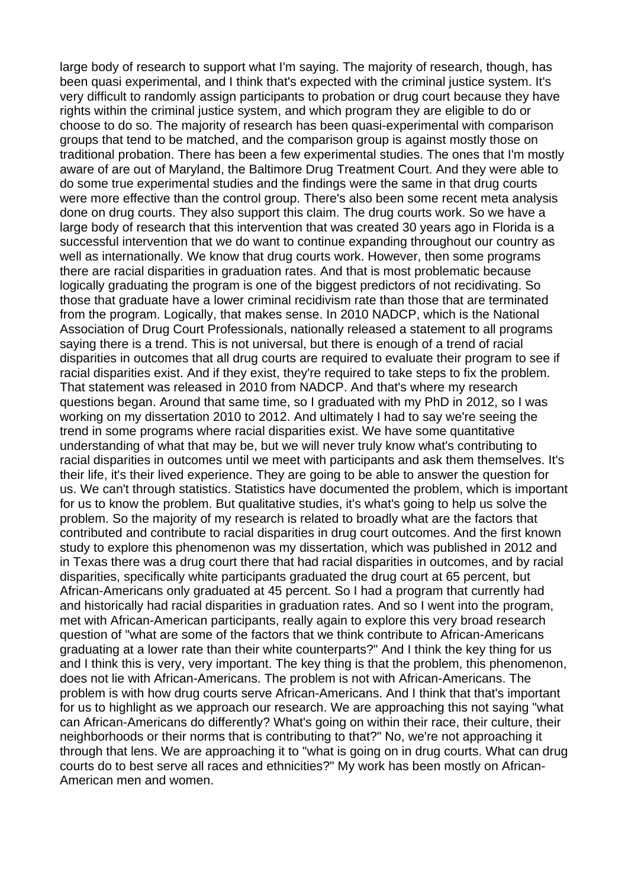large body of research to support what I'm saying. The majority of research, though, has been quasi experimental, and I think that's expected with the criminal justice system. It's very difficult to randomly assign participants to probation or drug court because they have rights within the criminal justice system, and which program they are eligible to do or choose to do so. The majority of research has been quasi-experimental with comparison groups that tend to be matched, and the comparison group is against mostly those on traditional probation. There has been a few experimental studies. The ones that I'm mostly aware of are out of Maryland, the Baltimore Drug Treatment Court. And they were able to do some true experimental studies and the findings were the same in that drug courts were more effective than the control group. There's also been some recent meta analysis done on drug courts. They also support this claim. The drug courts work. So we have a large body of research that this intervention that was created 30 years ago in Florida is a successful intervention that we do want to continue expanding throughout our country as well as internationally. We know that drug courts work. However, then some programs there are racial disparities in graduation rates. And that is most problematic because logically graduating the program is one of the biggest predictors of not recidivating. So those that graduate have a lower criminal recidivism rate than those that are terminated from the program. Logically, that makes sense. In 2010 NADCP, which is the National Association of Drug Court Professionals, nationally released a statement to all programs saying there is a trend. This is not universal, but there is enough of a trend of racial disparities in outcomes that all drug courts are required to evaluate their program to see if racial disparities exist. And if they exist, they're required to take steps to fix the problem. That statement was released in 2010 from NADCP. And that's where my research questions began. Around that same time, so I graduated with my PhD in 2012, so I was working on my dissertation 2010 to 2012. And ultimately I had to say we're seeing the trend in some programs where racial disparities exist. We have some quantitative understanding of what that may be, but we will never truly know what's contributing to racial disparities in outcomes until we meet with participants and ask them themselves. It's their life, it's their lived experience. They are going to be able to answer the question for us. We can't through statistics. Statistics have documented the problem, which is important for us to know the problem. But qualitative studies, it's what's going to help us solve the problem. So the majority of my research is related to broadly what are the factors that contributed and contribute to racial disparities in drug court outcomes. And the first known study to explore this phenomenon was my dissertation, which was published in 2012 and in Texas there was a drug court there that had racial disparities in outcomes, and by racial disparities, specifically white participants graduated the drug court at 65 percent, but African-Americans only graduated at 45 percent. So I had a program that currently had and historically had racial disparities in graduation rates. And so I went into the program, met with African-American participants, really again to explore this very broad research question of "what are some of the factors that we think contribute to African-Americans graduating at a lower rate than their white counterparts?" And I think the key thing for us and I think this is very, very important. The key thing is that the problem, this phenomenon, does not lie with African-Americans. The problem is not with African-Americans. The problem is with how drug courts serve African-Americans. And I think that that's important for us to highlight as we approach our research. We are approaching this not saying "what can African-Americans do differently? What's going on within their race, their culture, their neighborhoods or their norms that is contributing to that?" No, we're not approaching it through that lens. We are approaching it to "what is going on in drug courts. What can drug courts do to best serve all races and ethnicities?" My work has been mostly on African-American men and women.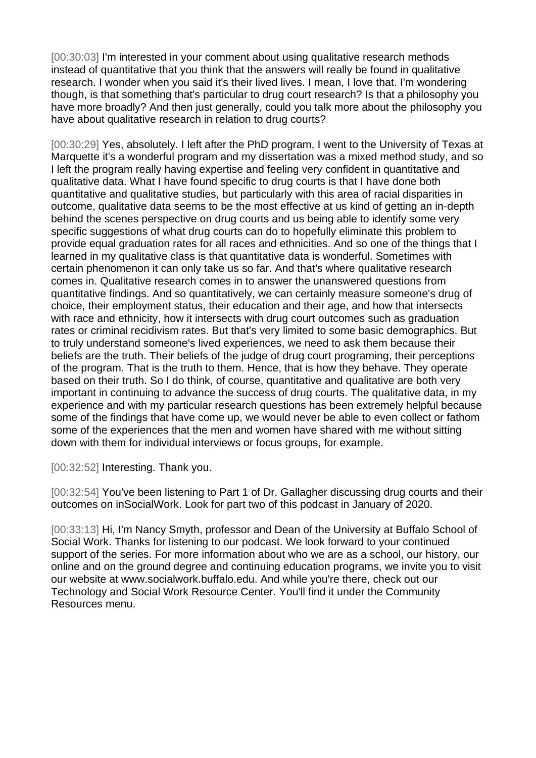[00:30:03] I'm interested in your comment about using qualitative research methods instead of quantitative that you think that the answers will really be found in qualitative research. I wonder when you said it's their lived lives. I mean, I love that. I'm wondering though, is that something that's particular to drug court research? Is that a philosophy you have more broadly? And then just generally, could you talk more about the philosophy you have about qualitative research in relation to drug courts?

[00:30:29] Yes, absolutely. I left after the PhD program, I went to the University of Texas at Marquette it's a wonderful program and my dissertation was a mixed method study, and so I left the program really having expertise and feeling very confident in quantitative and qualitative data. What I have found specific to drug courts is that I have done both quantitative and qualitative studies, but particularly with this area of racial disparities in outcome, qualitative data seems to be the most effective at us kind of getting an in-depth behind the scenes perspective on drug courts and us being able to identify some very specific suggestions of what drug courts can do to hopefully eliminate this problem to provide equal graduation rates for all races and ethnicities. And so one of the things that I learned in my qualitative class is that quantitative data is wonderful. Sometimes with certain phenomenon it can only take us so far. And that's where qualitative research comes in. Qualitative research comes in to answer the unanswered questions from quantitative findings. And so quantitatively, we can certainly measure someone's drug of choice, their employment status, their education and their age, and how that intersects with race and ethnicity, how it intersects with drug court outcomes such as graduation rates or criminal recidivism rates. But that's very limited to some basic demographics. But to truly understand someone's lived experiences, we need to ask them because their beliefs are the truth. Their beliefs of the judge of drug court programing, their perceptions of the program. That is the truth to them. Hence, that is how they behave. They operate based on their truth. So I do think, of course, quantitative and qualitative are both very important in continuing to advance the success of drug courts. The qualitative data, in my experience and with my particular research questions has been extremely helpful because some of the findings that have come up, we would never be able to even collect or fathom some of the experiences that the men and women have shared with me without sitting down with them for individual interviews or focus groups, for example.

[00:32:52] Interesting. Thank you.

[00:32:54] You've been listening to Part 1 of Dr. Gallagher discussing drug courts and their outcomes on inSocialWork. Look for part two of this podcast in January of 2020.

[00:33:13] Hi, I'm Nancy Smyth, professor and Dean of the University at Buffalo School of Social Work. Thanks for listening to our podcast. We look forward to your continued support of the series. For more information about who we are as a school, our history, our online and on the ground degree and continuing education programs, we invite you to visit our website at www.socialwork.buffalo.edu. And while you're there, check out our Technology and Social Work Resource Center. You'll find it under the Community Resources menu.